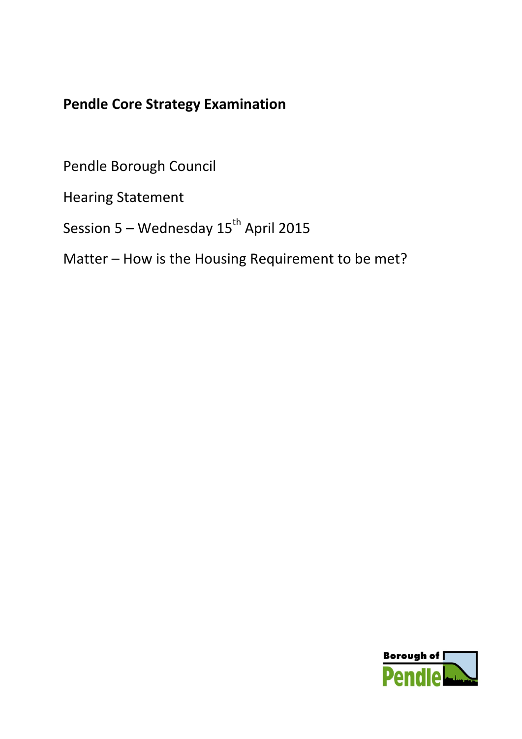# Pendle Core Strategy Examination

Pendle Borough Council

Hearing Statement

Session 5 – Wednesday 15th April 2015

Matter – How is the Housing Requirement to be met?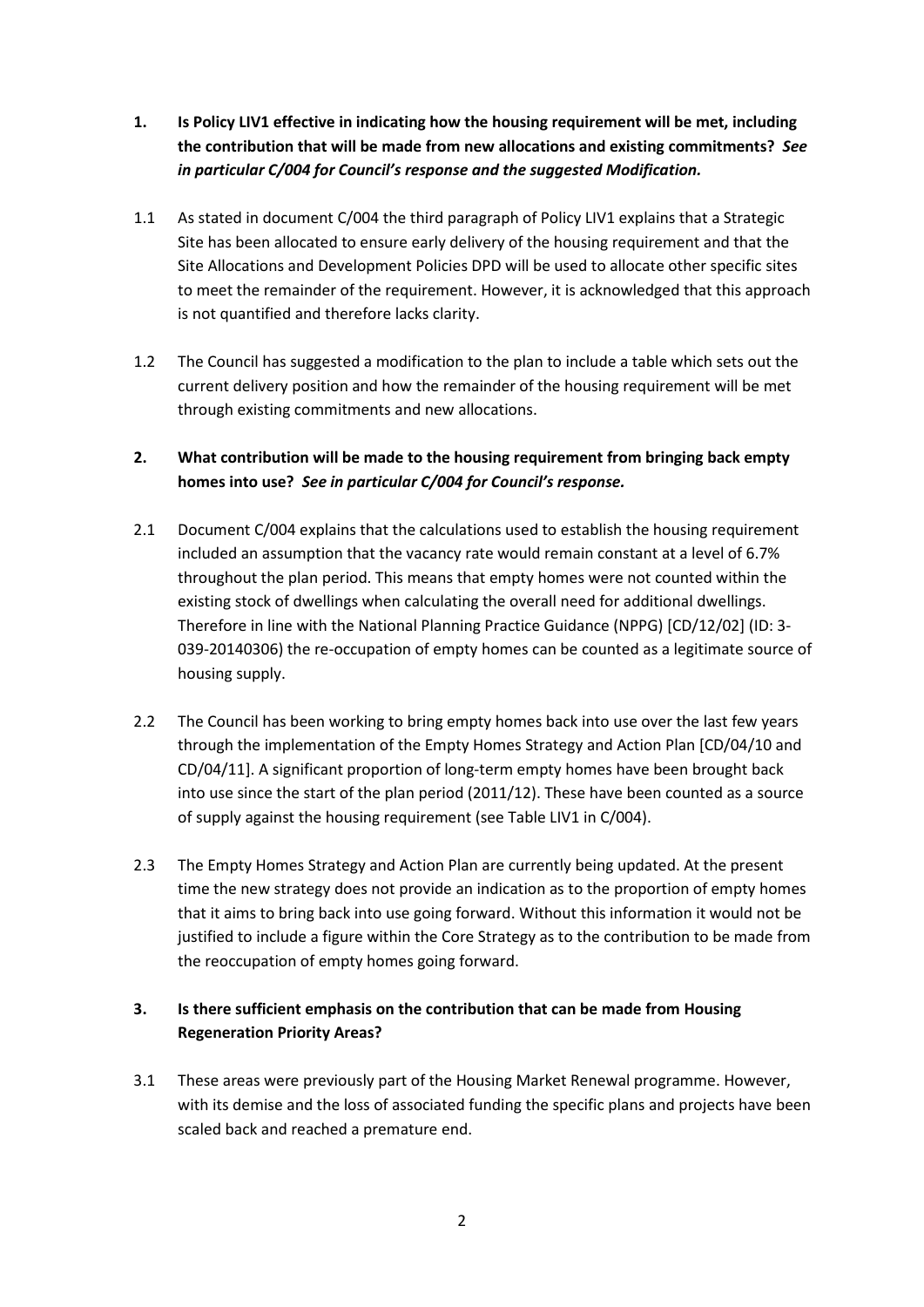**1. Is Policy LIV1 effective in indicating how the housing requirement will be met, including the contribution that will be made from new allocations and existing commitments?** ***See in particular C/004 for Council's response and the suggested Modification.***

1.1 As stated in document C/004 the third paragraph of Policy LIV1 explains that a Strategic Site has been allocated to ensure early delivery of the housing requirement and that the Site Allocations and Development Policies DPD will be used to allocate other specific sites to meet the remainder of the requirement. However, it is acknowledged that this approach is not quantified and therefore lacks clarity.

1.2 The Council has suggested a modification to the plan to include a table which sets out the current delivery position and how the remainder of the housing requirement will be met through existing commitments and new allocations.

**2. What contribution will be made to the housing requirement from bringing back empty homes into use?** ***See in particular C/004 for Council's response.***

2.1 Document C/004 explains that the calculations used to establish the housing requirement included an assumption that the vacancy rate would remain constant at a level of 6.7% throughout the plan period. This means that empty homes were not counted within the existing stock of dwellings when calculating the overall need for additional dwellings. Therefore in line with the National Planning Practice Guidance (NPPG) [CD/12/02] (ID: 3-039-20140306) the re-occupation of empty homes can be counted as a legitimate source of housing supply.

2.2 The Council has been working to bring empty homes back into use over the last few years through the implementation of the Empty Homes Strategy and Action Plan [CD/04/10 and CD/04/11]. A significant proportion of long-term empty homes have been brought back into use since the start of the plan period (2011/12). These have been counted as a source of supply against the housing requirement (see Table LIV1 in C/004).

2.3 The Empty Homes Strategy and Action Plan are currently being updated. At the present time the new strategy does not provide an indication as to the proportion of empty homes that it aims to bring back into use going forward. Without this information it would not be justified to include a figure within the Core Strategy as to the contribution to be made from the reoccupation of empty homes going forward.

**3. Is there sufficient emphasis on the contribution that can be made from Housing Regeneration Priority Areas?**

3.1 These areas were previously part of the Housing Market Renewal programme. However, with its demise and the loss of associated funding the specific plans and projects have been scaled back and reached a premature end.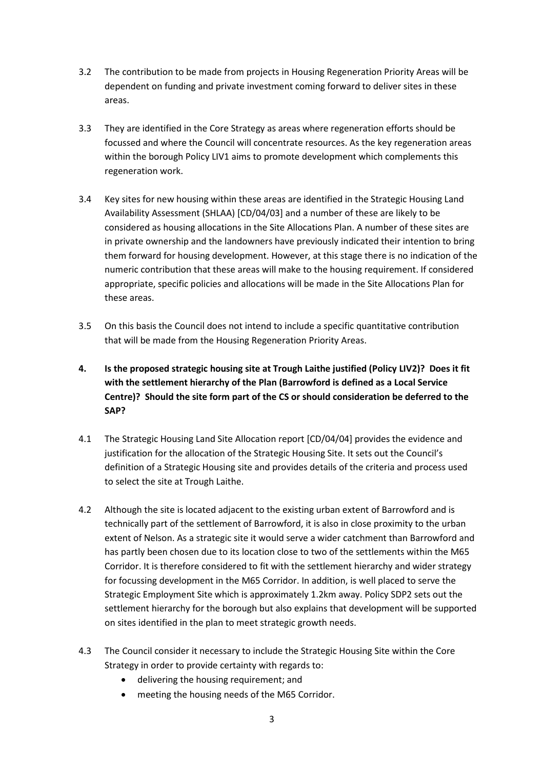3.2 The contribution to be made from projects in Housing Regeneration Priority Areas will be dependent on funding and private investment coming forward to deliver sites in these areas.

3.3 They are identified in the Core Strategy as areas where regeneration efforts should be focussed and where the Council will concentrate resources. As the key regeneration areas within the borough Policy LIV1 aims to promote development which complements this regeneration work.

3.4 Key sites for new housing within these areas are identified in the Strategic Housing Land Availability Assessment (SHLAA) [CD/04/03] and a number of these are likely to be considered as housing allocations in the Site Allocations Plan. A number of these sites are in private ownership and the landowners have previously indicated their intention to bring them forward for housing development. However, at this stage there is no indication of the numeric contribution that these areas will make to the housing requirement. If considered appropriate, specific policies and allocations will be made in the Site Allocations Plan for these areas.

3.5 On this basis the Council does not intend to include a specific quantitative contribution that will be made from the Housing Regeneration Priority Areas.

**4. Is the proposed strategic housing site at Trough Laithe justified (Policy LIV2)? Does it fit with the settlement hierarchy of the Plan (Barrowford is defined as a Local Service Centre)? Should the site form part of the CS or should consideration be deferred to the SAP?**

4.1 The Strategic Housing Land Site Allocation report [CD/04/04] provides the evidence and justification for the allocation of the Strategic Housing Site. It sets out the Council's definition of a Strategic Housing site and provides details of the criteria and process used to select the site at Trough Laithe.

4.2 Although the site is located adjacent to the existing urban extent of Barrowford and is technically part of the settlement of Barrowford, it is also in close proximity to the urban extent of Nelson. As a strategic site it would serve a wider catchment than Barrowford and has partly been chosen due to its location close to two of the settlements within the M65 Corridor. It is therefore considered to fit with the settlement hierarchy and wider strategy for focussing development in the M65 Corridor. In addition, is well placed to serve the Strategic Employment Site which is approximately 1.2km away. Policy SDP2 sets out the settlement hierarchy for the borough but also explains that development will be supported on sites identified in the plan to meet strategic growth needs.

4.3 The Council consider it necessary to include the Strategic Housing Site within the Core Strategy in order to provide certainty with regards to:

- delivering the housing requirement; and
- meeting the housing needs of the M65 Corridor.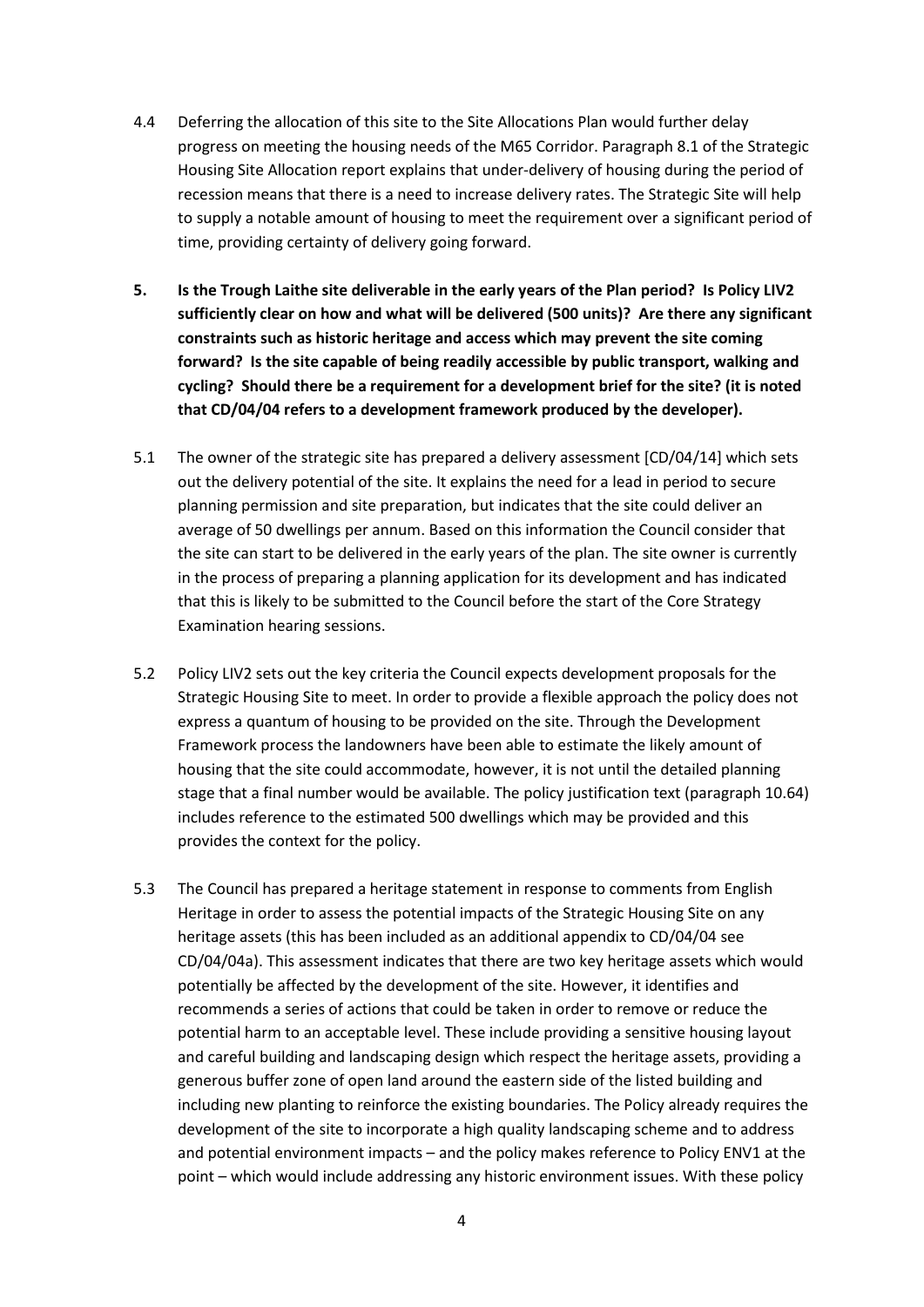4.4 Deferring the allocation of this site to the Site Allocations Plan would further delay progress on meeting the housing needs of the M65 Corridor. Paragraph 8.1 of the Strategic Housing Site Allocation report explains that under-delivery of housing during the period of recession means that there is a need to increase delivery rates. The Strategic Site will help to supply a notable amount of housing to meet the requirement over a significant period of time, providing certainty of delivery going forward.

**5. Is the Trough Laithe site deliverable in the early years of the Plan period? Is Policy LIV2 sufficiently clear on how and what will be delivered (500 units)? Are there any significant constraints such as historic heritage and access which may prevent the site coming forward? Is the site capable of being readily accessible by public transport, walking and cycling? Should there be a requirement for a development brief for the site? (it is noted that CD/04/04 refers to a development framework produced by the developer).**

5.1 The owner of the strategic site has prepared a delivery assessment [CD/04/14] which sets out the delivery potential of the site. It explains the need for a lead in period to secure planning permission and site preparation, but indicates that the site could deliver an average of 50 dwellings per annum. Based on this information the Council consider that the site can start to be delivered in the early years of the plan. The site owner is currently in the process of preparing a planning application for its development and has indicated that this is likely to be submitted to the Council before the start of the Core Strategy Examination hearing sessions.

5.2 Policy LIV2 sets out the key criteria the Council expects development proposals for the Strategic Housing Site to meet. In order to provide a flexible approach the policy does not express a quantum of housing to be provided on the site. Through the Development Framework process the landowners have been able to estimate the likely amount of housing that the site could accommodate, however, it is not until the detailed planning stage that a final number would be available. The policy justification text (paragraph 10.64) includes reference to the estimated 500 dwellings which may be provided and this provides the context for the policy.

5.3 The Council has prepared a heritage statement in response to comments from English Heritage in order to assess the potential impacts of the Strategic Housing Site on any heritage assets (this has been included as an additional appendix to CD/04/04 see CD/04/04a). This assessment indicates that there are two key heritage assets which would potentially be affected by the development of the site. However, it identifies and recommends a series of actions that could be taken in order to remove or reduce the potential harm to an acceptable level. These include providing a sensitive housing layout and careful building and landscaping design which respect the heritage assets, providing a generous buffer zone of open land around the eastern side of the listed building and including new planting to reinforce the existing boundaries. The Policy already requires the development of the site to incorporate a high quality landscaping scheme and to address and potential environment impacts – and the policy makes reference to Policy ENV1 at the point – which would include addressing any historic environment issues. With these policy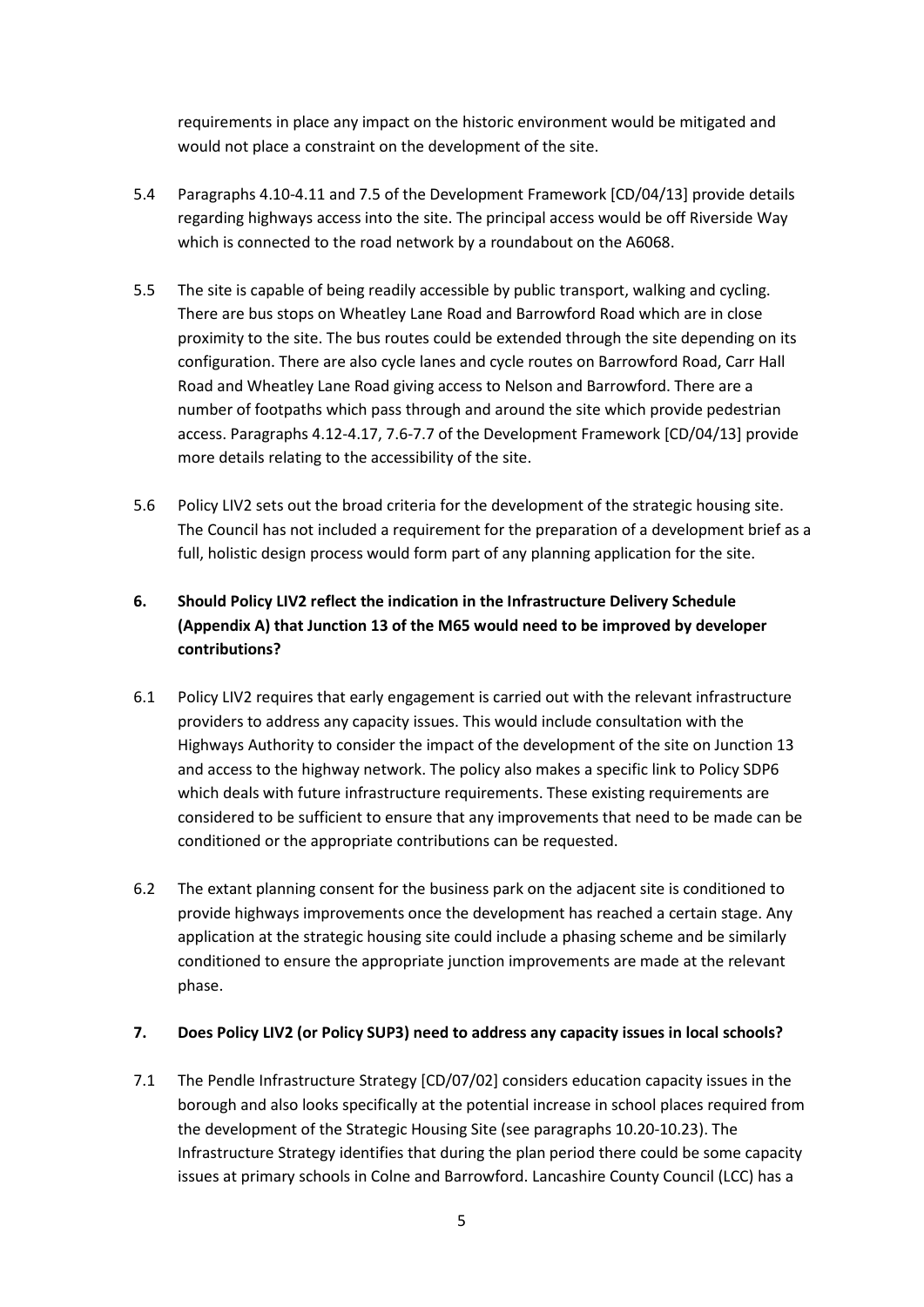requirements in place any impact on the historic environment would be mitigated and would not place a constraint on the development of the site.

5.4 Paragraphs 4.10-4.11 and 7.5 of the Development Framework [CD/04/13] provide details regarding highways access into the site. The principal access would be off Riverside Way which is connected to the road network by a roundabout on the A6068.

5.5 The site is capable of being readily accessible by public transport, walking and cycling. There are bus stops on Wheatley Lane Road and Barrowford Road which are in close proximity to the site. The bus routes could be extended through the site depending on its configuration. There are also cycle lanes and cycle routes on Barrowford Road, Carr Hall Road and Wheatley Lane Road giving access to Nelson and Barrowford. There are a number of footpaths which pass through and around the site which provide pedestrian access. Paragraphs 4.12-4.17, 7.6-7.7 of the Development Framework [CD/04/13] provide more details relating to the accessibility of the site.

5.6 Policy LIV2 sets out the broad criteria for the development of the strategic housing site. The Council has not included a requirement for the preparation of a development brief as a full, holistic design process would form part of any planning application for the site.

**6. Should Policy LIV2 reflect the indication in the Infrastructure Delivery Schedule (Appendix A) that Junction 13 of the M65 would need to be improved by developer contributions?**

6.1 Policy LIV2 requires that early engagement is carried out with the relevant infrastructure providers to address any capacity issues. This would include consultation with the Highways Authority to consider the impact of the development of the site on Junction 13 and access to the highway network. The policy also makes a specific link to Policy SDP6 which deals with future infrastructure requirements. These existing requirements are considered to be sufficient to ensure that any improvements that need to be made can be conditioned or the appropriate contributions can be requested.

6.2 The extant planning consent for the business park on the adjacent site is conditioned to provide highways improvements once the development has reached a certain stage. Any application at the strategic housing site could include a phasing scheme and be similarly conditioned to ensure the appropriate junction improvements are made at the relevant phase.

**7. Does Policy LIV2 (or Policy SUP3) need to address any capacity issues in local schools?**

7.1 The Pendle Infrastructure Strategy [CD/07/02] considers education capacity issues in the borough and also looks specifically at the potential increase in school places required from the development of the Strategic Housing Site (see paragraphs 10.20-10.23). The Infrastructure Strategy identifies that during the plan period there could be some capacity issues at primary schools in Colne and Barrowford. Lancashire County Council (LCC) has a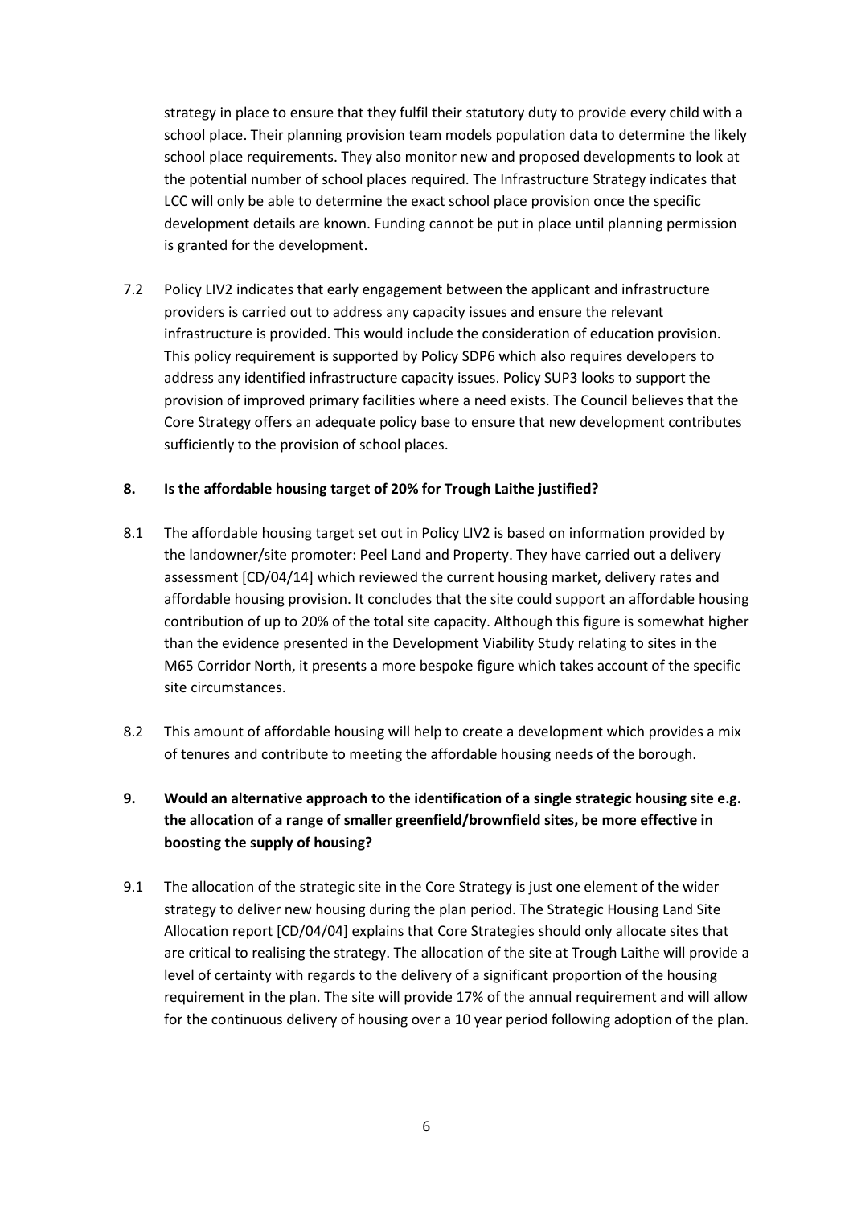strategy in place to ensure that they fulfil their statutory duty to provide every child with a school place. Their planning provision team models population data to determine the likely school place requirements. They also monitor new and proposed developments to look at the potential number of school places required. The Infrastructure Strategy indicates that LCC will only be able to determine the exact school place provision once the specific development details are known. Funding cannot be put in place until planning permission is granted for the development.

7.2 Policy LIV2 indicates that early engagement between the applicant and infrastructure providers is carried out to address any capacity issues and ensure the relevant infrastructure is provided. This would include the consideration of education provision. This policy requirement is supported by Policy SDP6 which also requires developers to address any identified infrastructure capacity issues. Policy SUP3 looks to support the provision of improved primary facilities where a need exists. The Council believes that the Core Strategy offers an adequate policy base to ensure that new development contributes sufficiently to the provision of school places.

**8. Is the affordable housing target of 20% for Trough Laithe justified?**

8.1 The affordable housing target set out in Policy LIV2 is based on information provided by the landowner/site promoter: Peel Land and Property. They have carried out a delivery assessment [CD/04/14] which reviewed the current housing market, delivery rates and affordable housing provision. It concludes that the site could support an affordable housing contribution of up to 20% of the total site capacity. Although this figure is somewhat higher than the evidence presented in the Development Viability Study relating to sites in the M65 Corridor North, it presents a more bespoke figure which takes account of the specific site circumstances.

8.2 This amount of affordable housing will help to create a development which provides a mix of tenures and contribute to meeting the affordable housing needs of the borough.

**9. Would an alternative approach to the identification of a single strategic housing site e.g. the allocation of a range of smaller greenfield/brownfield sites, be more effective in boosting the supply of housing?**

9.1 The allocation of the strategic site in the Core Strategy is just one element of the wider strategy to deliver new housing during the plan period. The Strategic Housing Land Site Allocation report [CD/04/04] explains that Core Strategies should only allocate sites that are critical to realising the strategy. The allocation of the site at Trough Laithe will provide a level of certainty with regards to the delivery of a significant proportion of the housing requirement in the plan. The site will provide 17% of the annual requirement and will allow for the continuous delivery of housing over a 10 year period following adoption of the plan.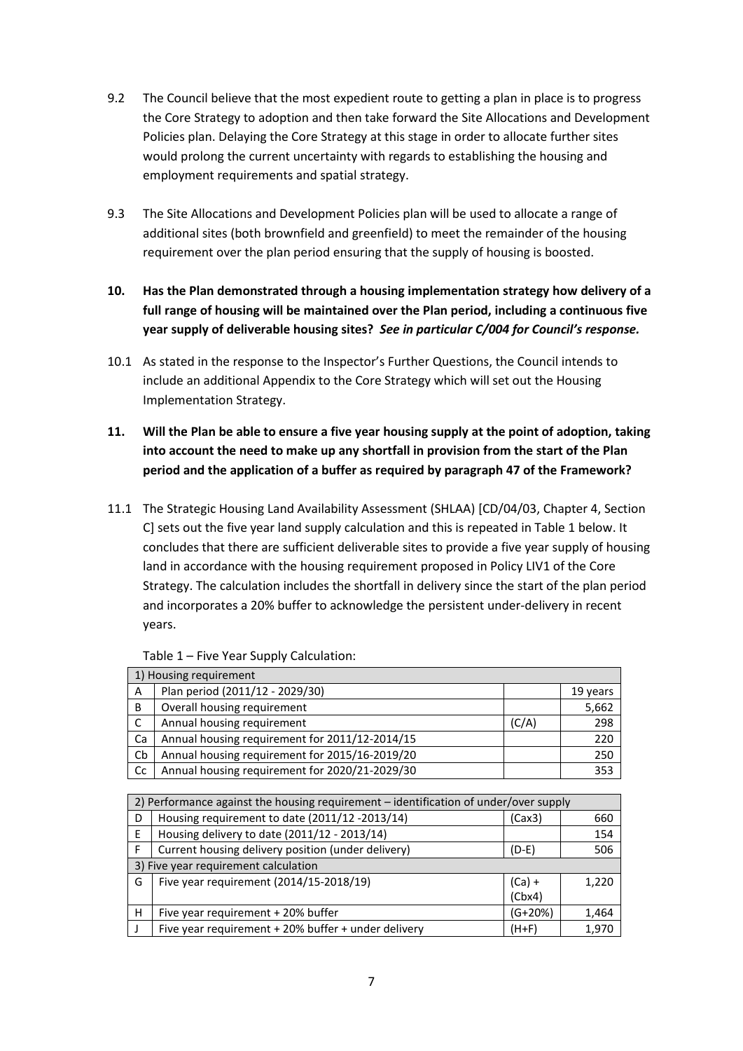9.2 The Council believe that the most expedient route to getting a plan in place is to progress the Core Strategy to adoption and then take forward the Site Allocations and Development Policies plan. Delaying the Core Strategy at this stage in order to allocate further sites would prolong the current uncertainty with regards to establishing the housing and employment requirements and spatial strategy.

9.3 The Site Allocations and Development Policies plan will be used to allocate a range of additional sites (both brownfield and greenfield) to meet the remainder of the housing requirement over the plan period ensuring that the supply of housing is boosted.

**10. Has the Plan demonstrated through a housing implementation strategy how delivery of a full range of housing will be maintained over the Plan period, including a continuous five year supply of deliverable housing sites?** ***See in particular C/004 for Council's response.***

10.1 As stated in the response to the Inspector's Further Questions, the Council intends to include an additional Appendix to the Core Strategy which will set out the Housing Implementation Strategy.

**11. Will the Plan be able to ensure a five year housing supply at the point of adoption, taking into account the need to make up any shortfall in provision from the start of the Plan period and the application of a buffer as required by paragraph 47 of the Framework?**

11.1 The Strategic Housing Land Availability Assessment (SHLAA) [CD/04/03, Chapter 4, Section C] sets out the five year land supply calculation and this is repeated in Table 1 below. It concludes that there are sufficient deliverable sites to provide a five year supply of housing land in accordance with the housing requirement proposed in Policy LIV1 of the Core Strategy. The calculation includes the shortfall in delivery since the start of the plan period and incorporates a 20% buffer to acknowledge the persistent under-delivery in recent years.

Table 1 – Five Year Supply Calculation:

| 1) Housing requirement | | | |
|---|---|---|---|
| A | Plan period (2011/12 - 2029/30) | | 19 years |
| B | Overall housing requirement | | 5,662 |
| C | Annual housing requirement | (C/A) | 298 |
| Ca | Annual housing requirement for 2011/12-2014/15 | | 220 |
| Cb | Annual housing requirement for 2015/16-2019/20 | | 250 |
| Cc | Annual housing requirement for 2020/21-2029/30 | | 353 |

| 2) Performance against the housing requirement – identification of under/over supply | | | |
|---|---|---|---|
| D | Housing requirement to date (2011/12 -2013/14) | (Cax3) | 660 |
| E | Housing delivery to date (2011/12 - 2013/14) | | 154 |
| F | Current housing delivery position (under delivery) | (D-E) | 506 |
| 3) Five year requirement calculation | | | |
| G | Five year requirement (2014/15-2018/19) | (Ca) + (Cbx4) | 1,220 |
| H | Five year requirement + 20% buffer | (G+20%) | 1,464 |
| J | Five year requirement + 20% buffer + under delivery | (H+F) | 1,970 |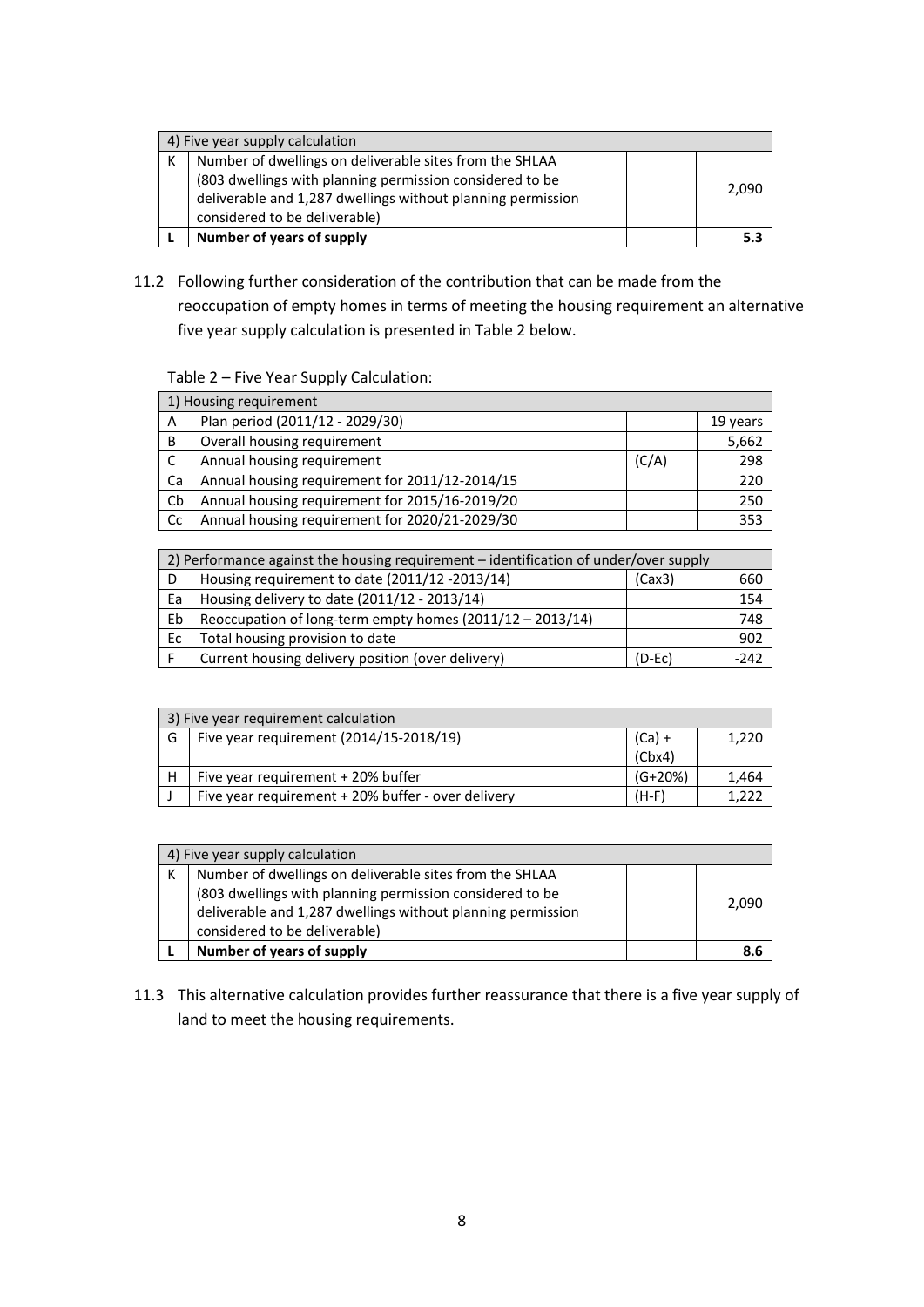| 4) Five year supply calculation | | | |
|---|---|---|---|
| K | Number of dwellings on deliverable sites from the SHLAA (803 dwellings with planning permission considered to be deliverable and 1,287 dwellings without planning permission considered to be deliverable) | | 2,090 |
| **L** | **Number of years of supply** | | **5.3** |

11.2 Following further consideration of the contribution that can be made from the reoccupation of empty homes in terms of meeting the housing requirement an alternative five year supply calculation is presented in Table 2 below.

Table 2 – Five Year Supply Calculation:

| 1) Housing requirement | | | |
|---|---|---|---|
| A | Plan period (2011/12 - 2029/30) | | 19 years |
| B | Overall housing requirement | | 5,662 |
| C | Annual housing requirement | (C/A) | 298 |
| Ca | Annual housing requirement for 2011/12-2014/15 | | 220 |
| Cb | Annual housing requirement for 2015/16-2019/20 | | 250 |
| Cc | Annual housing requirement for 2020/21-2029/30 | | 353 |

| 2) Performance against the housing requirement – identification of under/over supply | | | |
|---|---|---|---|
| D | Housing requirement to date (2011/12 -2013/14) | (Cax3) | 660 |
| Ea | Housing delivery to date (2011/12 - 2013/14) | | 154 |
| Eb | Reoccupation of long-term empty homes (2011/12 – 2013/14) | | 748 |
| Ec | Total housing provision to date | | 902 |
| F | Current housing delivery position (over delivery) | (D-Ec) | -242 |

| 3) Five year requirement calculation | | | |
|---|---|---|---|
| G | Five year requirement (2014/15-2018/19) | (Ca) + (Cbx4) | 1,220 |
| H | Five year requirement + 20% buffer | (G+20%) | 1,464 |
| J | Five year requirement + 20% buffer - over delivery | (H-F) | 1,222 |

| 4) Five year supply calculation | | | |
|---|---|---|---|
| K | Number of dwellings on deliverable sites from the SHLAA (803 dwellings with planning permission considered to be deliverable and 1,287 dwellings without planning permission considered to be deliverable) | | 2,090 |
| **L** | **Number of years of supply** | | **8.6** |

11.3 This alternative calculation provides further reassurance that there is a five year supply of land to meet the housing requirements.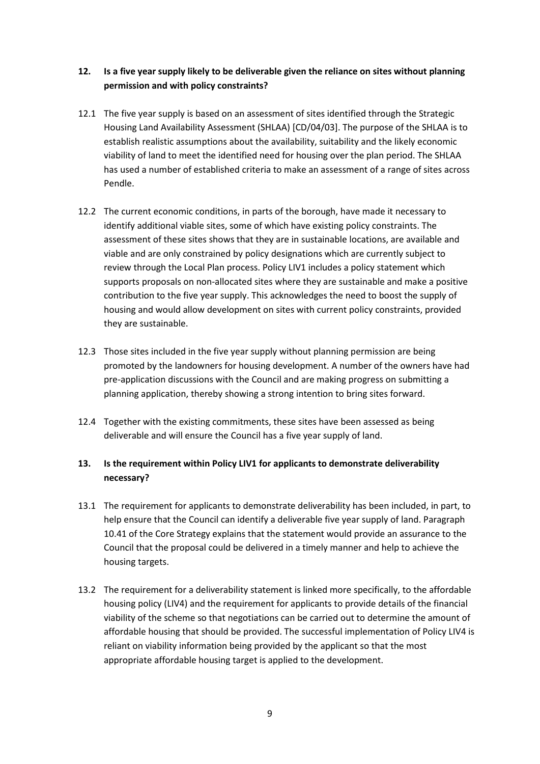## 12. Is a five year supply likely to be deliverable given the reliance on sites without planning permission and with policy constraints?

12.1 The five year supply is based on an assessment of sites identified through the Strategic Housing Land Availability Assessment (SHLAA) [CD/04/03]. The purpose of the SHLAA is to establish realistic assumptions about the availability, suitability and the likely economic viability of land to meet the identified need for housing over the plan period. The SHLAA has used a number of established criteria to make an assessment of a range of sites across Pendle.

12.2 The current economic conditions, in parts of the borough, have made it necessary to identify additional viable sites, some of which have existing policy constraints. The assessment of these sites shows that they are in sustainable locations, are available and viable and are only constrained by policy designations which are currently subject to review through the Local Plan process. Policy LIV1 includes a policy statement which supports proposals on non-allocated sites where they are sustainable and make a positive contribution to the five year supply. This acknowledges the need to boost the supply of housing and would allow development on sites with current policy constraints, provided they are sustainable.

12.3 Those sites included in the five year supply without planning permission are being promoted by the landowners for housing development. A number of the owners have had pre-application discussions with the Council and are making progress on submitting a planning application, thereby showing a strong intention to bring sites forward.

12.4 Together with the existing commitments, these sites have been assessed as being deliverable and will ensure the Council has a five year supply of land.

## 13. Is the requirement within Policy LIV1 for applicants to demonstrate deliverability necessary?

13.1 The requirement for applicants to demonstrate deliverability has been included, in part, to help ensure that the Council can identify a deliverable five year supply of land. Paragraph 10.41 of the Core Strategy explains that the statement would provide an assurance to the Council that the proposal could be delivered in a timely manner and help to achieve the housing targets.

13.2 The requirement for a deliverability statement is linked more specifically, to the affordable housing policy (LIV4) and the requirement for applicants to provide details of the financial viability of the scheme so that negotiations can be carried out to determine the amount of affordable housing that should be provided. The successful implementation of Policy LIV4 is reliant on viability information being provided by the applicant so that the most appropriate affordable housing target is applied to the development.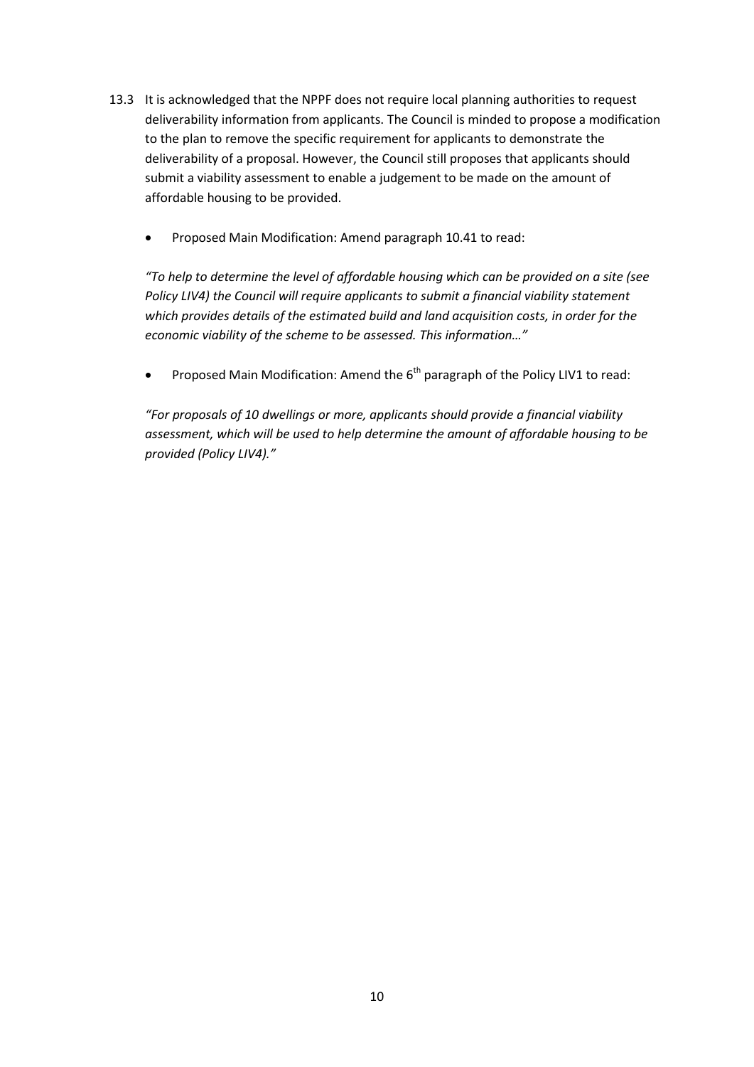13.3 It is acknowledged that the NPPF does not require local planning authorities to request deliverability information from applicants. The Council is minded to propose a modification to the plan to remove the specific requirement for applicants to demonstrate the deliverability of a proposal. However, the Council still proposes that applicants should submit a viability assessment to enable a judgement to be made on the amount of affordable housing to be provided.

- Proposed Main Modification: Amend paragraph 10.41 to read:

*"To help to determine the level of affordable housing which can be provided on a site (see Policy LIV4) the Council will require applicants to submit a financial viability statement which provides details of the estimated build and land acquisition costs, in order for the economic viability of the scheme to be assessed. This information…"*

- Proposed Main Modification: Amend the 6th paragraph of the Policy LIV1 to read:

*"For proposals of 10 dwellings or more, applicants should provide a financial viability assessment, which will be used to help determine the amount of affordable housing to be provided (Policy LIV4)."*